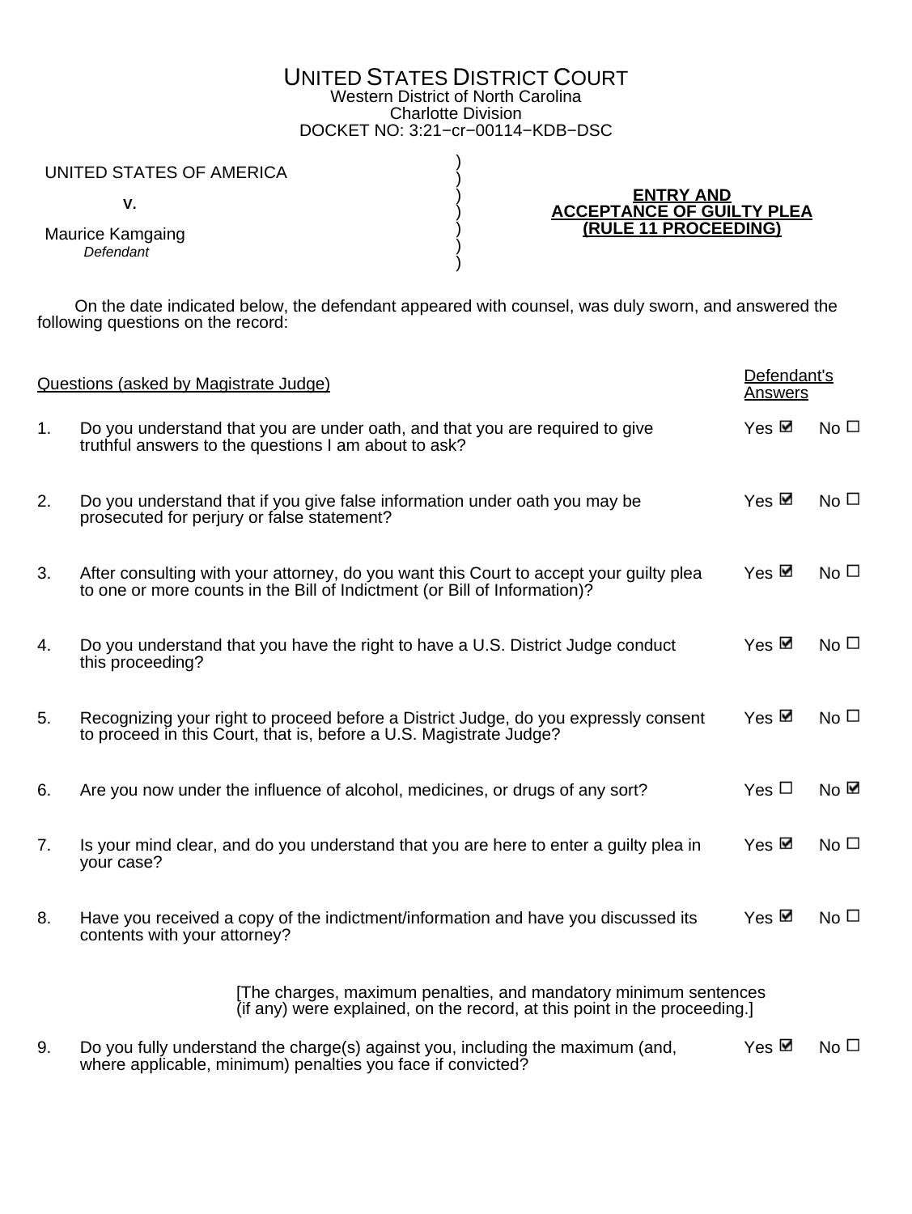# UNITED STATES DISTRICT COURT

Western District of North Carolina
Charlotte Division
DOCKET NO: 3:21−cr−00114−KDB−DSC

| | |
|---|---|
| UNITED STATES OF AMERICA<br><br>v.<br><br>Maurice Kamgaing<br>*Defendant* | **ENTRY AND ACCEPTANCE OF GUILTY PLEA (RULE 11 PROCEEDING)** |

On the date indicated below, the defendant appeared with counsel, was duly sworn, and answered the following questions on the record:

| | Questions (asked by Magistrate Judge) | Defendant's Answers | |
|---|---|---|---|
| 1. | Do you understand that you are under oath, and that you are required to give truthful answers to the questions I am about to ask? | Yes ☑ | No ☐ |
| 2. | Do you understand that if you give false information under oath you may be prosecuted for perjury or false statement? | Yes ☑ | No ☐ |
| 3. | After consulting with your attorney, do you want this Court to accept your guilty plea to one or more counts in the Bill of Indictment (or Bill of Information)? | Yes ☑ | No ☐ |
| 4. | Do you understand that you have the right to have a U.S. District Judge conduct this proceeding? | Yes ☑ | No ☐ |
| 5. | Recognizing your right to proceed before a District Judge, do you expressly consent to proceed in this Court, that is, before a U.S. Magistrate Judge? | Yes ☑ | No ☐ |
| 6. | Are you now under the influence of alcohol, medicines, or drugs of any sort? | Yes ☐ | No ☑ |
| 7. | Is your mind clear, and do you understand that you are here to enter a guilty plea in your case? | Yes ☑ | No ☐ |
| 8. | Have you received a copy of the indictment/information and have you discussed its contents with your attorney? | Yes ☑ | No ☐ |

[The charges, maximum penalties, and mandatory minimum sentences (if any) were explained, on the record, at this point in the proceeding.]

| | | | |
|---|---|---|---|
| 9. | Do you fully understand the charge(s) against you, including the maximum (and, where applicable, minimum) penalties you face if convicted? | Yes ☑ | No ☐ |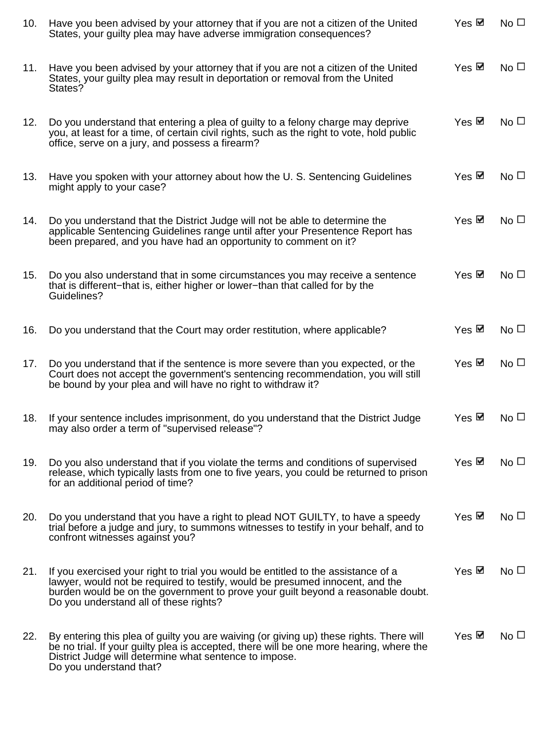10. Have you been advised by your attorney that if you are not a citizen of the United States, your guilty plea may have adverse immigration consequences? Yes ☑ No ☐

11. Have you been advised by your attorney that if you are not a citizen of the United States, your guilty plea may result in deportation or removal from the United States? Yes ☑ No ☐

12. Do you understand that entering a plea of guilty to a felony charge may deprive you, at least for a time, of certain civil rights, such as the right to vote, hold public office, serve on a jury, and possess a firearm? Yes ☑ No ☐

13. Have you spoken with your attorney about how the U. S. Sentencing Guidelines might apply to your case? Yes ☑ No ☐

14. Do you understand that the District Judge will not be able to determine the applicable Sentencing Guidelines range until after your Presentence Report has been prepared, and you have had an opportunity to comment on it? Yes ☑ No ☐

15. Do you also understand that in some circumstances you may receive a sentence that is different−that is, either higher or lower−than that called for by the Guidelines? Yes ☑ No ☐

16. Do you understand that the Court may order restitution, where applicable? Yes ☑ No ☐

17. Do you understand that if the sentence is more severe than you expected, or the Court does not accept the government's sentencing recommendation, you will still be bound by your plea and will have no right to withdraw it? Yes ☑ No ☐

18. If your sentence includes imprisonment, do you understand that the District Judge may also order a term of "supervised release"? Yes ☑ No ☐

19. Do you also understand that if you violate the terms and conditions of supervised release, which typically lasts from one to five years, you could be returned to prison for an additional period of time? Yes ☑ No ☐

20. Do you understand that you have a right to plead NOT GUILTY, to have a speedy trial before a judge and jury, to summons witnesses to testify in your behalf, and to confront witnesses against you? Yes ☑ No ☐

21. If you exercised your right to trial you would be entitled to the assistance of a lawyer, would not be required to testify, would be presumed innocent, and the burden would be on the government to prove your guilt beyond a reasonable doubt. Do you understand all of these rights? Yes ☑ No ☐

22. By entering this plea of guilty you are waiving (or giving up) these rights. There will be no trial. If your guilty plea is accepted, there will be one more hearing, where the District Judge will determine what sentence to impose.
Do you understand that? Yes ☑ No ☐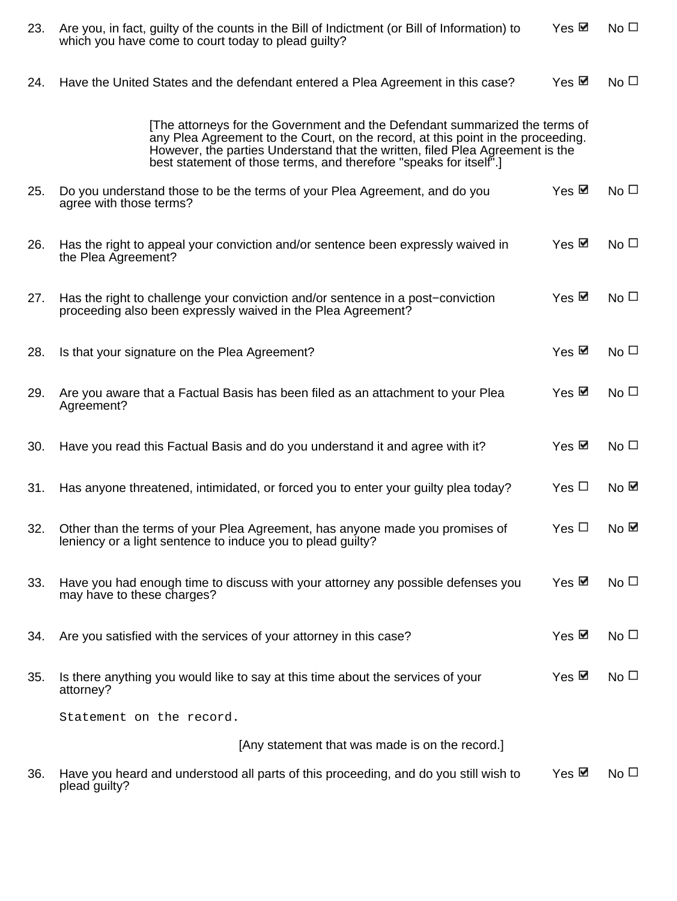23. Are you, in fact, guilty of the counts in the Bill of Indictment (or Bill of Information) to which you have come to court today to plead guilty? Yes ☑ No ☐

24. Have the United States and the defendant entered a Plea Agreement in this case? Yes ☑ No ☐

    [The attorneys for the Government and the Defendant summarized the terms of any Plea Agreement to the Court, on the record, at this point in the proceeding. However, the parties Understand that the written, filed Plea Agreement is the best statement of those terms, and therefore "speaks for itself".]

25. Do you understand those to be the terms of your Plea Agreement, and do you agree with those terms? Yes ☑ No ☐

26. Has the right to appeal your conviction and/or sentence been expressly waived in the Plea Agreement? Yes ☑ No ☐

27. Has the right to challenge your conviction and/or sentence in a post−conviction proceeding also been expressly waived in the Plea Agreement? Yes ☑ No ☐

28. Is that your signature on the Plea Agreement? Yes ☑ No ☐

29. Are you aware that a Factual Basis has been filed as an attachment to your Plea Agreement? Yes ☑ No ☐

30. Have you read this Factual Basis and do you understand it and agree with it? Yes ☑ No ☐

31. Has anyone threatened, intimidated, or forced you to enter your guilty plea today? Yes ☐ No ☑

32. Other than the terms of your Plea Agreement, has anyone made you promises of leniency or a light sentence to induce you to plead guilty? Yes ☐ No ☑

33. Have you had enough time to discuss with your attorney any possible defenses you may have to these charges? Yes ☑ No ☐

34. Are you satisfied with the services of your attorney in this case? Yes ☑ No ☐

35. Is there anything you would like to say at this time about the services of your attorney? Yes ☑ No ☐

    Statement on the record.

    [Any statement that was made is on the record.]

36. Have you heard and understood all parts of this proceeding, and do you still wish to plead guilty? Yes ☑ No ☐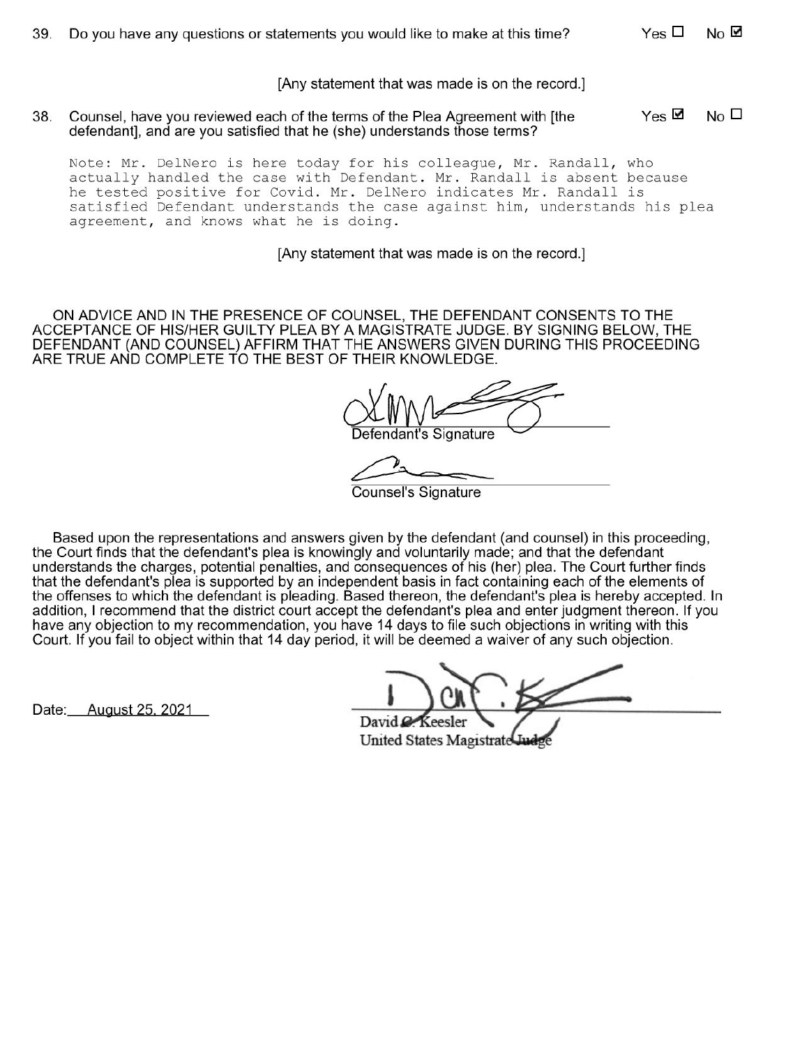39. Do you have any questions or statements you would like to make at this time? Yes ☐ No ☑

[Any statement that was made is on the record.]

38. Counsel, have you reviewed each of the terms of the Plea Agreement with [the defendant], and are you satisfied that he (she) understands those terms? Yes ☑ No ☐

Note: Mr. DelNero is here today for his colleague, Mr. Randall, who actually handled the case with Defendant. Mr. Randall is absent because he tested positive for Covid. Mr. DelNero indicates Mr. Randall is satisfied Defendant understands the case against him, understands his plea agreement, and knows what he is doing.

[Any statement that was made is on the record.]

ON ADVICE AND IN THE PRESENCE OF COUNSEL, THE DEFENDANT CONSENTS TO THE ACCEPTANCE OF HIS/HER GUILTY PLEA BY A MAGISTRATE JUDGE. BY SIGNING BELOW, THE DEFENDANT (AND COUNSEL) AFFIRM THAT THE ANSWERS GIVEN DURING THIS PROCEEDING ARE TRUE AND COMPLETE TO THE BEST OF THEIR KNOWLEDGE.

Defendant's Signature

Counsel's Signature

Based upon the representations and answers given by the defendant (and counsel) in this proceeding, the Court finds that the defendant's plea is knowingly and voluntarily made; and that the defendant understands the charges, potential penalties, and consequences of his (her) plea. The Court further finds that the defendant's plea is supported by an independent basis in fact containing each of the elements of the offenses to which the defendant is pleading. Based thereon, the defendant's plea is hereby accepted. In addition, I recommend that the district court accept the defendant's plea and enter judgment thereon. If you have any objection to my recommendation, you have 14 days to file such objections in writing with this Court. If you fail to object within that 14 day period, it will be deemed a waiver of any such objection.

Date: August 25, 2021

David C. Keesler
United States Magistrate Judge